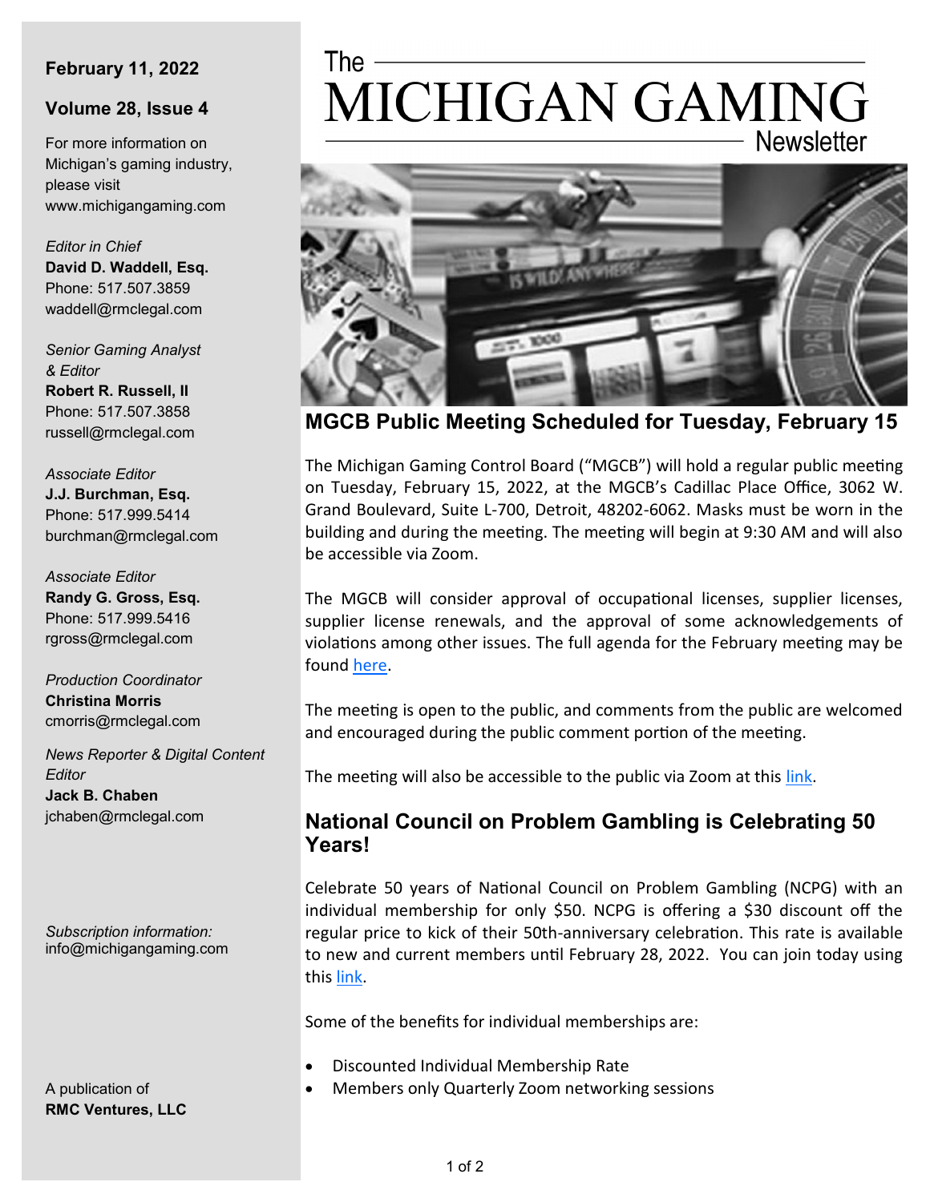# The MICHIGAN GAMING Newsletter

**February 11, 2022**

**Volume 28, Issue 4**

For more information on Michigan's gaming industry, please visit www.michigangaming.com

*Editor in Chief*
**David D. Waddell, Esq.**
Phone: 517.507.3859
waddell@rmclegal.com

*Senior Gaming Analyst & Editor*
**Robert R. Russell, II**
Phone: 517.507.3858
russell@rmclegal.com

*Associate Editor*
**J.J. Burchman, Esq.**
Phone: 517.999.5414
burchman@rmclegal.com

*Associate Editor*
**Randy G. Gross, Esq.**
Phone: 517.999.5416
rgross@rmclegal.com

*Production Coordinator*
**Christina Morris**
cmorris@rmclegal.com

*News Reporter & Digital Content Editor*
**Jack B. Chaben**
jchaben@rmclegal.com

*Subscription information:*
info@michigangaming.com

A publication of
**RMC Ventures, LLC**

## MGCB Public Meeting Scheduled for Tuesday, February 15

The Michigan Gaming Control Board ("MGCB") will hold a regular public meeting on Tuesday, February 15, 2022, at the MGCB's Cadillac Place Office, 3062 W. Grand Boulevard, Suite L-700, Detroit, 48202-6062. Masks must be worn in the building and during the meeting. The meeting will begin at 9:30 AM and will also be accessible via Zoom.

The MGCB will consider approval of occupational licenses, supplier licenses, supplier license renewals, and the approval of some acknowledgements of violations among other issues. The full agenda for the February meeting may be found here.

The meeting is open to the public, and comments from the public are welcomed and encouraged during the public comment portion of the meeting.

The meeting will also be accessible to the public via Zoom at this link.

## National Council on Problem Gambling is Celebrating 50 Years!

Celebrate 50 years of National Council on Problem Gambling (NCPG) with an individual membership for only $50. NCPG is offering a $30 discount off the regular price to kick of their 50th-anniversary celebration. This rate is available to new and current members until February 28, 2022. You can join today using this link.

Some of the benefits for individual memberships are:

- Discounted Individual Membership Rate
- Members only Quarterly Zoom networking sessions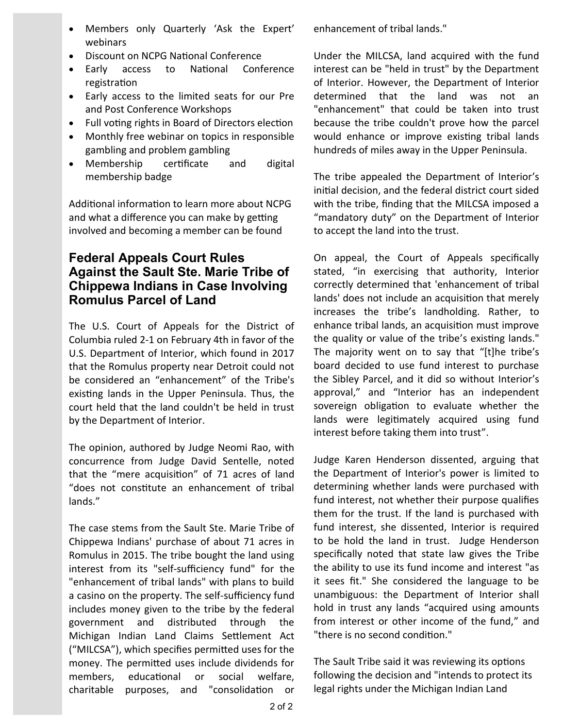- Members only Quarterly 'Ask the Expert' webinars
- Discount on NCPG National Conference
- Early access to National Conference registration
- Early access to the limited seats for our Pre and Post Conference Workshops
- Full voting rights in Board of Directors election
- Monthly free webinar on topics in responsible gambling and problem gambling
- Membership certificate and digital membership badge

Additional information to learn more about NCPG and what a difference you can make by getting involved and becoming a member can be found

## Federal Appeals Court Rules Against the Sault Ste. Marie Tribe of Chippewa Indians in Case Involving Romulus Parcel of Land

The U.S. Court of Appeals for the District of Columbia ruled 2-1 on February 4th in favor of the U.S. Department of Interior, which found in 2017 that the Romulus property near Detroit could not be considered an "enhancement" of the Tribe's existing lands in the Upper Peninsula. Thus, the court held that the land couldn't be held in trust by the Department of Interior.

The opinion, authored by Judge Neomi Rao, with concurrence from Judge David Sentelle, noted that the "mere acquisition" of 71 acres of land "does not constitute an enhancement of tribal lands."

The case stems from the Sault Ste. Marie Tribe of Chippewa Indians' purchase of about 71 acres in Romulus in 2015. The tribe bought the land using interest from its "self-sufficiency fund" for the "enhancement of tribal lands" with plans to build a casino on the property. The self-sufficiency fund includes money given to the tribe by the federal government and distributed through the Michigan Indian Land Claims Settlement Act ("MILCSA"), which specifies permitted uses for the money. The permitted uses include dividends for members, educational or social welfare, charitable purposes, and "consolidation or enhancement of tribal lands."

Under the MILCSA, land acquired with the fund interest can be "held in trust" by the Department of Interior. However, the Department of Interior determined that the land was not an "enhancement" that could be taken into trust because the tribe couldn't prove how the parcel would enhance or improve existing tribal lands hundreds of miles away in the Upper Peninsula.

The tribe appealed the Department of Interior's initial decision, and the federal district court sided with the tribe, finding that the MILCSA imposed a "mandatory duty" on the Department of Interior to accept the land into the trust.

On appeal, the Court of Appeals specifically stated, "in exercising that authority, Interior correctly determined that 'enhancement of tribal lands' does not include an acquisition that merely increases the tribe's landholding. Rather, to enhance tribal lands, an acquisition must improve the quality or value of the tribe's existing lands." The majority went on to say that "[t]he tribe's board decided to use fund interest to purchase the Sibley Parcel, and it did so without Interior's approval," and "Interior has an independent sovereign obligation to evaluate whether the lands were legitimately acquired using fund interest before taking them into trust".

Judge Karen Henderson dissented, arguing that the Department of Interior's power is limited to determining whether lands were purchased with fund interest, not whether their purpose qualifies them for the trust. If the land is purchased with fund interest, she dissented, Interior is required to be hold the land in trust. Judge Henderson specifically noted that state law gives the Tribe the ability to use its fund income and interest "as it sees fit." She considered the language to be unambiguous: the Department of Interior shall hold in trust any lands "acquired using amounts from interest or other income of the fund," and "there is no second condition."

The Sault Tribe said it was reviewing its options following the decision and "intends to protect its legal rights under the Michigan Indian Land